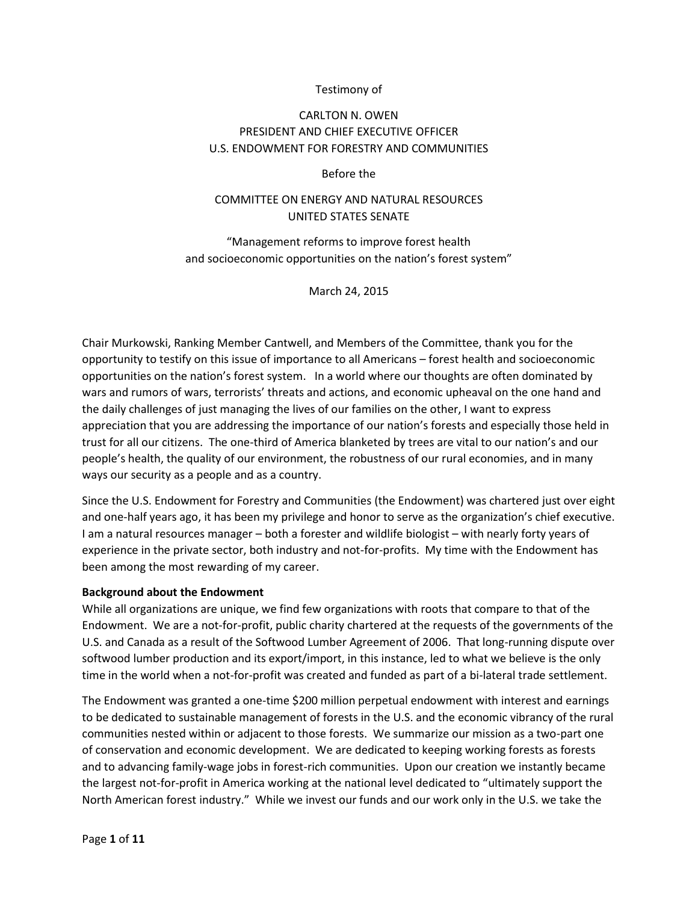Testimony of

CARLTON N. OWEN
PRESIDENT AND CHIEF EXECUTIVE OFFICER
U.S. ENDOWMENT FOR FORESTRY AND COMMUNITIES

Before the

COMMITTEE ON ENERGY AND NATURAL RESOURCES
UNITED STATES SENATE

"Management reforms to improve forest health
and socioeconomic opportunities on the nation's forest system"

March 24, 2015

Chair Murkowski, Ranking Member Cantwell, and Members of the Committee, thank you for the opportunity to testify on this issue of importance to all Americans – forest health and socioeconomic opportunities on the nation's forest system. In a world where our thoughts are often dominated by wars and rumors of wars, terrorists' threats and actions, and economic upheaval on the one hand and the daily challenges of just managing the lives of our families on the other, I want to express appreciation that you are addressing the importance of our nation's forests and especially those held in trust for all our citizens. The one-third of America blanketed by trees are vital to our nation's and our people's health, the quality of our environment, the robustness of our rural economies, and in many ways our security as a people and as a country.

Since the U.S. Endowment for Forestry and Communities (the Endowment) was chartered just over eight and one-half years ago, it has been my privilege and honor to serve as the organization's chief executive. I am a natural resources manager – both a forester and wildlife biologist – with nearly forty years of experience in the private sector, both industry and not-for-profits. My time with the Endowment has been among the most rewarding of my career.

**Background about the Endowment**

While all organizations are unique, we find few organizations with roots that compare to that of the Endowment. We are a not-for-profit, public charity chartered at the requests of the governments of the U.S. and Canada as a result of the Softwood Lumber Agreement of 2006. That long-running dispute over softwood lumber production and its export/import, in this instance, led to what we believe is the only time in the world when a not-for-profit was created and funded as part of a bi-lateral trade settlement.

The Endowment was granted a one-time $200 million perpetual endowment with interest and earnings to be dedicated to sustainable management of forests in the U.S. and the economic vibrancy of the rural communities nested within or adjacent to those forests. We summarize our mission as a two-part one of conservation and economic development. We are dedicated to keeping working forests as forests and to advancing family-wage jobs in forest-rich communities. Upon our creation we instantly became the largest not-for-profit in America working at the national level dedicated to "ultimately support the North American forest industry." While we invest our funds and our work only in the U.S. we take the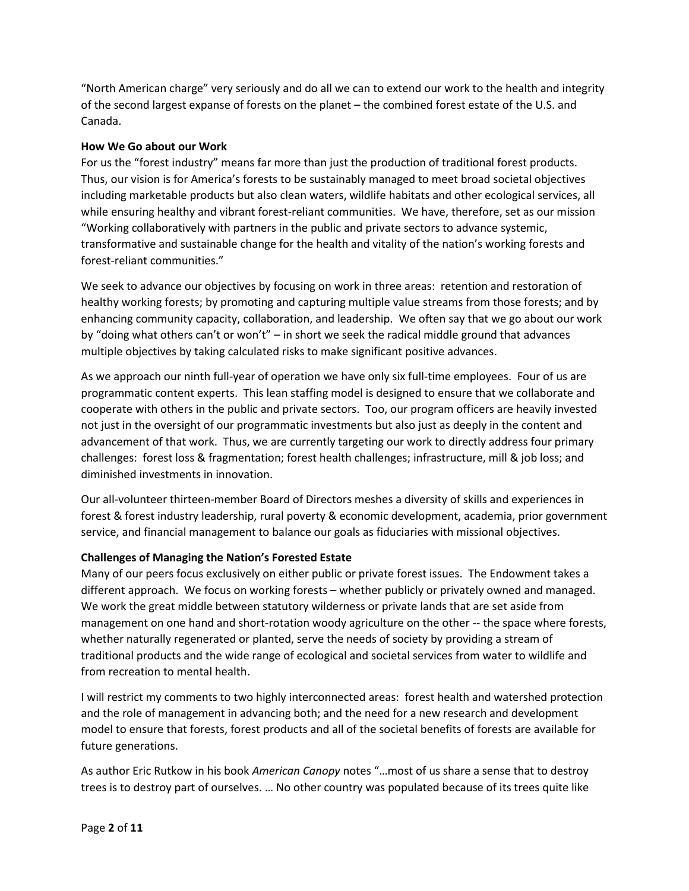"North American charge" very seriously and do all we can to extend our work to the health and integrity of the second largest expanse of forests on the planet – the combined forest estate of the U.S. and Canada.

**How We Go about our Work**

For us the "forest industry" means far more than just the production of traditional forest products. Thus, our vision is for America's forests to be sustainably managed to meet broad societal objectives including marketable products but also clean waters, wildlife habitats and other ecological services, all while ensuring healthy and vibrant forest-reliant communities. We have, therefore, set as our mission "Working collaboratively with partners in the public and private sectors to advance systemic, transformative and sustainable change for the health and vitality of the nation's working forests and forest-reliant communities."

We seek to advance our objectives by focusing on work in three areas: retention and restoration of healthy working forests; by promoting and capturing multiple value streams from those forests; and by enhancing community capacity, collaboration, and leadership. We often say that we go about our work by "doing what others can't or won't" – in short we seek the radical middle ground that advances multiple objectives by taking calculated risks to make significant positive advances.

As we approach our ninth full-year of operation we have only six full-time employees. Four of us are programmatic content experts. This lean staffing model is designed to ensure that we collaborate and cooperate with others in the public and private sectors. Too, our program officers are heavily invested not just in the oversight of our programmatic investments but also just as deeply in the content and advancement of that work. Thus, we are currently targeting our work to directly address four primary challenges: forest loss & fragmentation; forest health challenges; infrastructure, mill & job loss; and diminished investments in innovation.

Our all-volunteer thirteen-member Board of Directors meshes a diversity of skills and experiences in forest & forest industry leadership, rural poverty & economic development, academia, prior government service, and financial management to balance our goals as fiduciaries with missional objectives.

**Challenges of Managing the Nation's Forested Estate**

Many of our peers focus exclusively on either public or private forest issues. The Endowment takes a different approach. We focus on working forests – whether publicly or privately owned and managed. We work the great middle between statutory wilderness or private lands that are set aside from management on one hand and short-rotation woody agriculture on the other -- the space where forests, whether naturally regenerated or planted, serve the needs of society by providing a stream of traditional products and the wide range of ecological and societal services from water to wildlife and from recreation to mental health.

I will restrict my comments to two highly interconnected areas: forest health and watershed protection and the role of management in advancing both; and the need for a new research and development model to ensure that forests, forest products and all of the societal benefits of forests are available for future generations.

As author Eric Rutkow in his book *American Canopy* notes "…most of us share a sense that to destroy trees is to destroy part of ourselves. … No other country was populated because of its trees quite like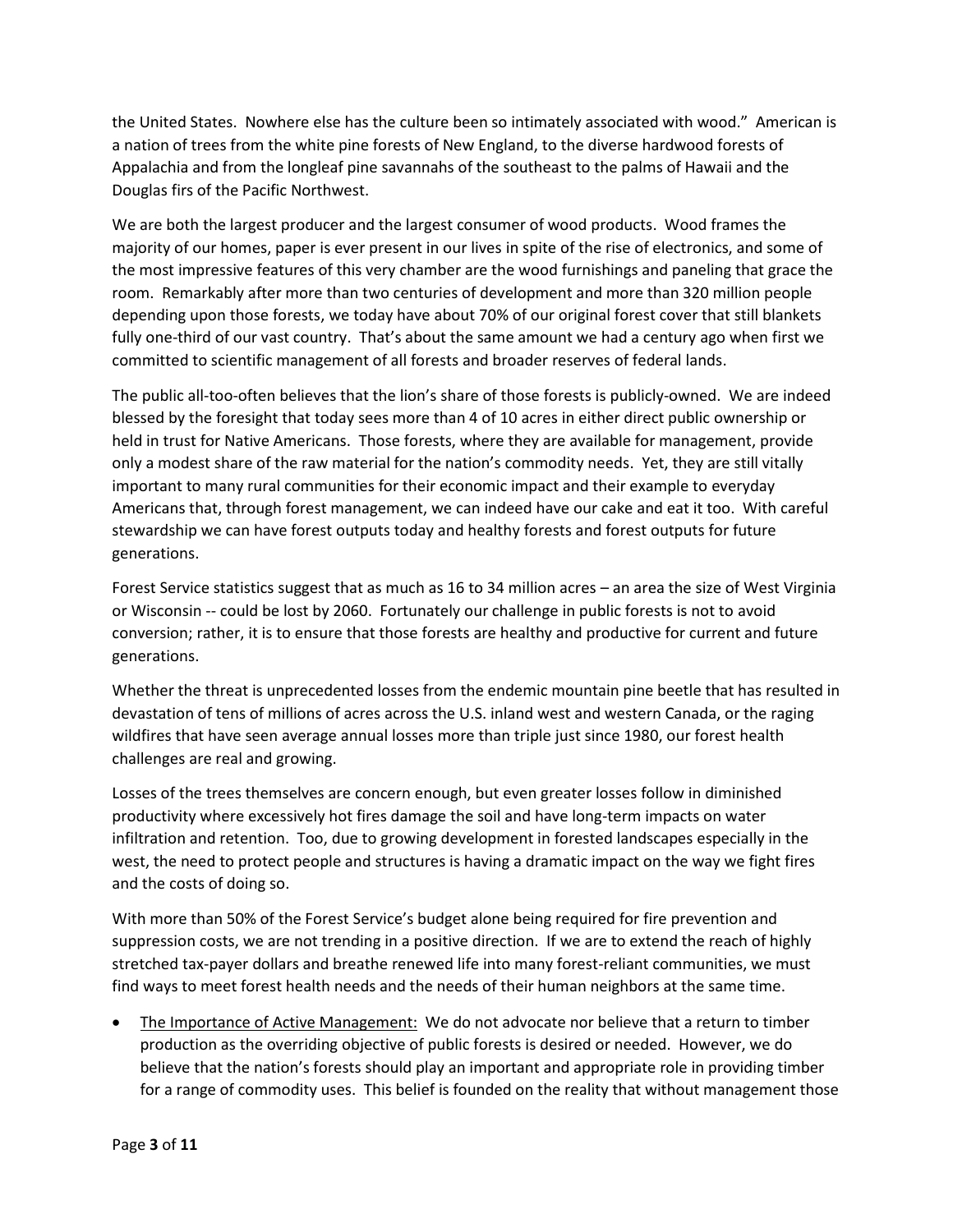the United States. Nowhere else has the culture been so intimately associated with wood." American is a nation of trees from the white pine forests of New England, to the diverse hardwood forests of Appalachia and from the longleaf pine savannahs of the southeast to the palms of Hawaii and the Douglas firs of the Pacific Northwest.

We are both the largest producer and the largest consumer of wood products. Wood frames the majority of our homes, paper is ever present in our lives in spite of the rise of electronics, and some of the most impressive features of this very chamber are the wood furnishings and paneling that grace the room. Remarkably after more than two centuries of development and more than 320 million people depending upon those forests, we today have about 70% of our original forest cover that still blankets fully one-third of our vast country. That's about the same amount we had a century ago when first we committed to scientific management of all forests and broader reserves of federal lands.

The public all-too-often believes that the lion's share of those forests is publicly-owned. We are indeed blessed by the foresight that today sees more than 4 of 10 acres in either direct public ownership or held in trust for Native Americans. Those forests, where they are available for management, provide only a modest share of the raw material for the nation's commodity needs. Yet, they are still vitally important to many rural communities for their economic impact and their example to everyday Americans that, through forest management, we can indeed have our cake and eat it too. With careful stewardship we can have forest outputs today and healthy forests and forest outputs for future generations.

Forest Service statistics suggest that as much as 16 to 34 million acres – an area the size of West Virginia or Wisconsin -- could be lost by 2060. Fortunately our challenge in public forests is not to avoid conversion; rather, it is to ensure that those forests are healthy and productive for current and future generations.

Whether the threat is unprecedented losses from the endemic mountain pine beetle that has resulted in devastation of tens of millions of acres across the U.S. inland west and western Canada, or the raging wildfires that have seen average annual losses more than triple just since 1980, our forest health challenges are real and growing.

Losses of the trees themselves are concern enough, but even greater losses follow in diminished productivity where excessively hot fires damage the soil and have long-term impacts on water infiltration and retention. Too, due to growing development in forested landscapes especially in the west, the need to protect people and structures is having a dramatic impact on the way we fight fires and the costs of doing so.

With more than 50% of the Forest Service's budget alone being required for fire prevention and suppression costs, we are not trending in a positive direction. If we are to extend the reach of highly stretched tax-payer dollars and breathe renewed life into many forest-reliant communities, we must find ways to meet forest health needs and the needs of their human neighbors at the same time.

- <u>The Importance of Active Management:</u> We do not advocate nor believe that a return to timber production as the overriding objective of public forests is desired or needed. However, we do believe that the nation's forests should play an important and appropriate role in providing timber for a range of commodity uses. This belief is founded on the reality that without management those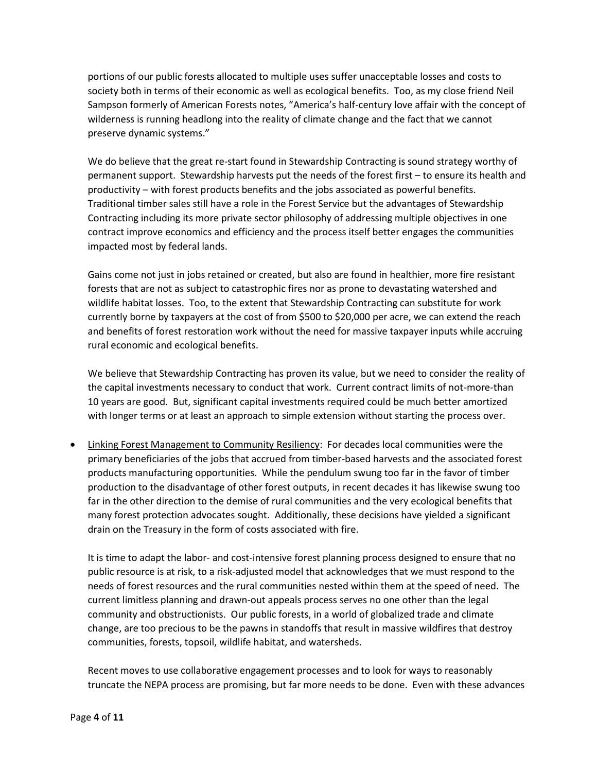portions of our public forests allocated to multiple uses suffer unacceptable losses and costs to society both in terms of their economic as well as ecological benefits. Too, as my close friend Neil Sampson formerly of American Forests notes, "America's half-century love affair with the concept of wilderness is running headlong into the reality of climate change and the fact that we cannot preserve dynamic systems."

We do believe that the great re-start found in Stewardship Contracting is sound strategy worthy of permanent support. Stewardship harvests put the needs of the forest first – to ensure its health and productivity – with forest products benefits and the jobs associated as powerful benefits. Traditional timber sales still have a role in the Forest Service but the advantages of Stewardship Contracting including its more private sector philosophy of addressing multiple objectives in one contract improve economics and efficiency and the process itself better engages the communities impacted most by federal lands.

Gains come not just in jobs retained or created, but also are found in healthier, more fire resistant forests that are not as subject to catastrophic fires nor as prone to devastating watershed and wildlife habitat losses. Too, to the extent that Stewardship Contracting can substitute for work currently borne by taxpayers at the cost of from $500 to $20,000 per acre, we can extend the reach and benefits of forest restoration work without the need for massive taxpayer inputs while accruing rural economic and ecological benefits.

We believe that Stewardship Contracting has proven its value, but we need to consider the reality of the capital investments necessary to conduct that work. Current contract limits of not-more-than 10 years are good. But, significant capital investments required could be much better amortized with longer terms or at least an approach to simple extension without starting the process over.

- <u>Linking Forest Management to Community Resiliency</u>: For decades local communities were the primary beneficiaries of the jobs that accrued from timber-based harvests and the associated forest products manufacturing opportunities. While the pendulum swung too far in the favor of timber production to the disadvantage of other forest outputs, in recent decades it has likewise swung too far in the other direction to the demise of rural communities and the very ecological benefits that many forest protection advocates sought. Additionally, these decisions have yielded a significant drain on the Treasury in the form of costs associated with fire.

  It is time to adapt the labor- and cost-intensive forest planning process designed to ensure that no public resource is at risk, to a risk-adjusted model that acknowledges that we must respond to the needs of forest resources and the rural communities nested within them at the speed of need. The current limitless planning and drawn-out appeals process serves no one other than the legal community and obstructionists. Our public forests, in a world of globalized trade and climate change, are too precious to be the pawns in standoffs that result in massive wildfires that destroy communities, forests, topsoil, wildlife habitat, and watersheds.

  Recent moves to use collaborative engagement processes and to look for ways to reasonably truncate the NEPA process are promising, but far more needs to be done. Even with these advances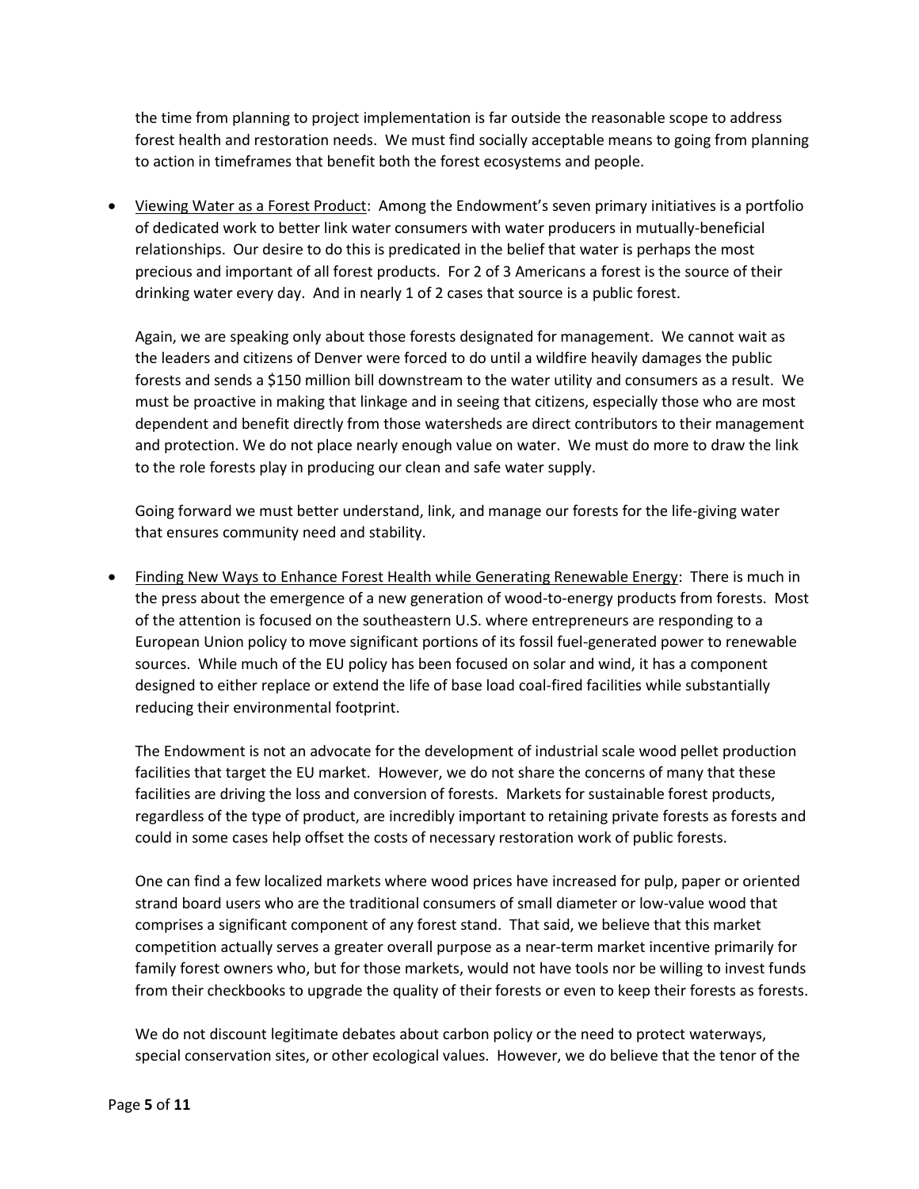the time from planning to project implementation is far outside the reasonable scope to address forest health and restoration needs. We must find socially acceptable means to going from planning to action in timeframes that benefit both the forest ecosystems and people.

- <u>Viewing Water as a Forest Product</u>: Among the Endowment's seven primary initiatives is a portfolio of dedicated work to better link water consumers with water producers in mutually-beneficial relationships. Our desire to do this is predicated in the belief that water is perhaps the most precious and important of all forest products. For 2 of 3 Americans a forest is the source of their drinking water every day. And in nearly 1 of 2 cases that source is a public forest.

  Again, we are speaking only about those forests designated for management. We cannot wait as the leaders and citizens of Denver were forced to do until a wildfire heavily damages the public forests and sends a $150 million bill downstream to the water utility and consumers as a result. We must be proactive in making that linkage and in seeing that citizens, especially those who are most dependent and benefit directly from those watersheds are direct contributors to their management and protection. We do not place nearly enough value on water. We must do more to draw the link to the role forests play in producing our clean and safe water supply.

  Going forward we must better understand, link, and manage our forests for the life-giving water that ensures community need and stability.

- <u>Finding New Ways to Enhance Forest Health while Generating Renewable Energy</u>: There is much in the press about the emergence of a new generation of wood-to-energy products from forests. Most of the attention is focused on the southeastern U.S. where entrepreneurs are responding to a European Union policy to move significant portions of its fossil fuel-generated power to renewable sources. While much of the EU policy has been focused on solar and wind, it has a component designed to either replace or extend the life of base load coal-fired facilities while substantially reducing their environmental footprint.

  The Endowment is not an advocate for the development of industrial scale wood pellet production facilities that target the EU market. However, we do not share the concerns of many that these facilities are driving the loss and conversion of forests. Markets for sustainable forest products, regardless of the type of product, are incredibly important to retaining private forests as forests and could in some cases help offset the costs of necessary restoration work of public forests.

  One can find a few localized markets where wood prices have increased for pulp, paper or oriented strand board users who are the traditional consumers of small diameter or low-value wood that comprises a significant component of any forest stand. That said, we believe that this market competition actually serves a greater overall purpose as a near-term market incentive primarily for family forest owners who, but for those markets, would not have tools nor be willing to invest funds from their checkbooks to upgrade the quality of their forests or even to keep their forests as forests.

  We do not discount legitimate debates about carbon policy or the need to protect waterways, special conservation sites, or other ecological values. However, we do believe that the tenor of the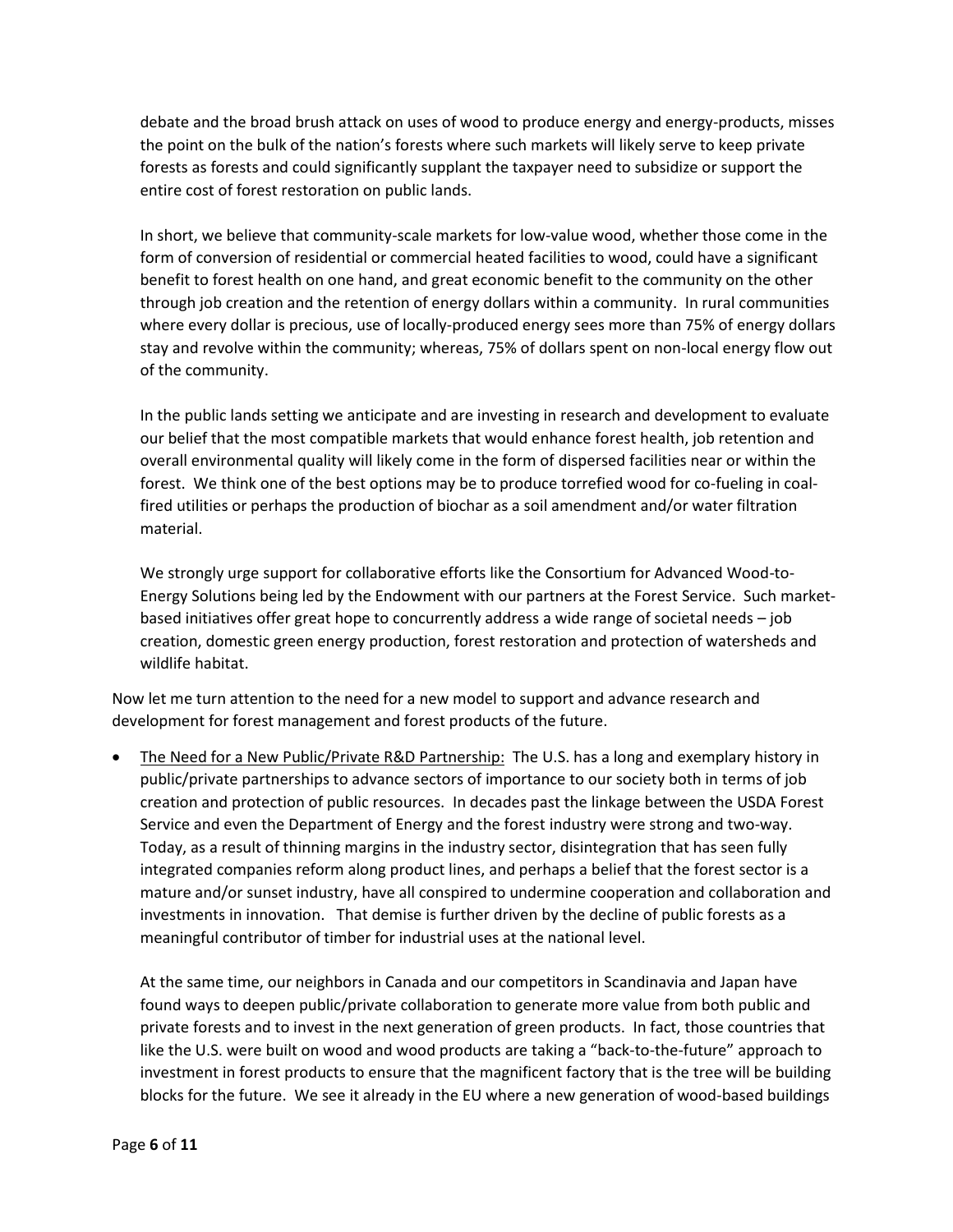debate and the broad brush attack on uses of wood to produce energy and energy-products, misses the point on the bulk of the nation's forests where such markets will likely serve to keep private forests as forests and could significantly supplant the taxpayer need to subsidize or support the entire cost of forest restoration on public lands.

In short, we believe that community-scale markets for low-value wood, whether those come in the form of conversion of residential or commercial heated facilities to wood, could have a significant benefit to forest health on one hand, and great economic benefit to the community on the other through job creation and the retention of energy dollars within a community. In rural communities where every dollar is precious, use of locally-produced energy sees more than 75% of energy dollars stay and revolve within the community; whereas, 75% of dollars spent on non-local energy flow out of the community.

In the public lands setting we anticipate and are investing in research and development to evaluate our belief that the most compatible markets that would enhance forest health, job retention and overall environmental quality will likely come in the form of dispersed facilities near or within the forest. We think one of the best options may be to produce torrefied wood for co-fueling in coal-fired utilities or perhaps the production of biochar as a soil amendment and/or water filtration material.

We strongly urge support for collaborative efforts like the Consortium for Advanced Wood-to-Energy Solutions being led by the Endowment with our partners at the Forest Service. Such market-based initiatives offer great hope to concurrently address a wide range of societal needs – job creation, domestic green energy production, forest restoration and protection of watersheds and wildlife habitat.

Now let me turn attention to the need for a new model to support and advance research and development for forest management and forest products of the future.

- The Need for a New Public/Private R&D Partnership: The U.S. has a long and exemplary history in public/private partnerships to advance sectors of importance to our society both in terms of job creation and protection of public resources. In decades past the linkage between the USDA Forest Service and even the Department of Energy and the forest industry were strong and two-way. Today, as a result of thinning margins in the industry sector, disintegration that has seen fully integrated companies reform along product lines, and perhaps a belief that the forest sector is a mature and/or sunset industry, have all conspired to undermine cooperation and collaboration and investments in innovation. That demise is further driven by the decline of public forests as a meaningful contributor of timber for industrial uses at the national level.

  At the same time, our neighbors in Canada and our competitors in Scandinavia and Japan have found ways to deepen public/private collaboration to generate more value from both public and private forests and to invest in the next generation of green products. In fact, those countries that like the U.S. were built on wood and wood products are taking a "back-to-the-future" approach to investment in forest products to ensure that the magnificent factory that is the tree will be building blocks for the future. We see it already in the EU where a new generation of wood-based buildings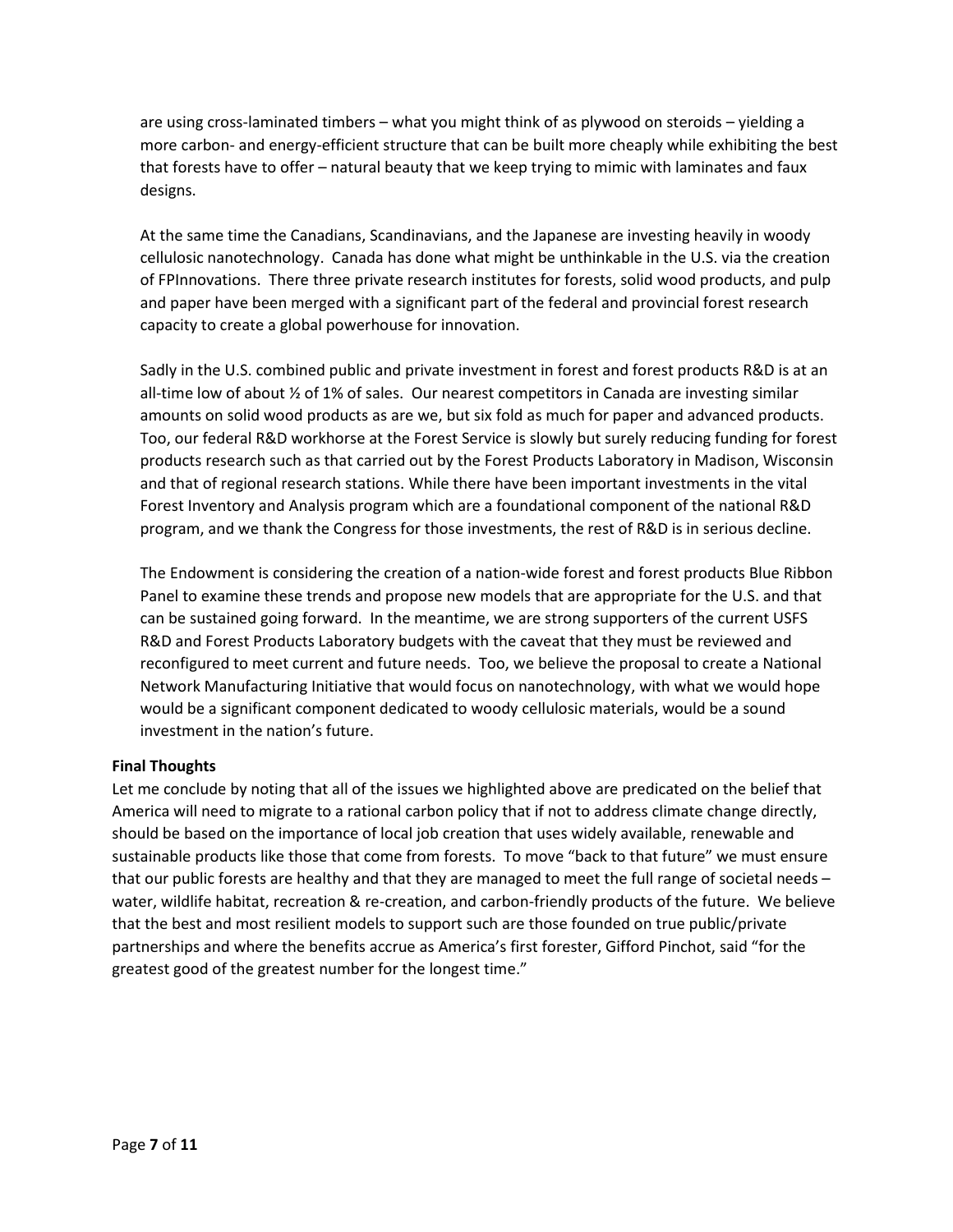are using cross-laminated timbers – what you might think of as plywood on steroids – yielding a more carbon- and energy-efficient structure that can be built more cheaply while exhibiting the best that forests have to offer – natural beauty that we keep trying to mimic with laminates and faux designs.

At the same time the Canadians, Scandinavians, and the Japanese are investing heavily in woody cellulosic nanotechnology. Canada has done what might be unthinkable in the U.S. via the creation of FPInnovations. There three private research institutes for forests, solid wood products, and pulp and paper have been merged with a significant part of the federal and provincial forest research capacity to create a global powerhouse for innovation.

Sadly in the U.S. combined public and private investment in forest and forest products R&D is at an all-time low of about ½ of 1% of sales. Our nearest competitors in Canada are investing similar amounts on solid wood products as are we, but six fold as much for paper and advanced products. Too, our federal R&D workhorse at the Forest Service is slowly but surely reducing funding for forest products research such as that carried out by the Forest Products Laboratory in Madison, Wisconsin and that of regional research stations. While there have been important investments in the vital Forest Inventory and Analysis program which are a foundational component of the national R&D program, and we thank the Congress for those investments, the rest of R&D is in serious decline.

The Endowment is considering the creation of a nation-wide forest and forest products Blue Ribbon Panel to examine these trends and propose new models that are appropriate for the U.S. and that can be sustained going forward. In the meantime, we are strong supporters of the current USFS R&D and Forest Products Laboratory budgets with the caveat that they must be reviewed and reconfigured to meet current and future needs. Too, we believe the proposal to create a National Network Manufacturing Initiative that would focus on nanotechnology, with what we would hope would be a significant component dedicated to woody cellulosic materials, would be a sound investment in the nation's future.

**Final Thoughts**

Let me conclude by noting that all of the issues we highlighted above are predicated on the belief that America will need to migrate to a rational carbon policy that if not to address climate change directly, should be based on the importance of local job creation that uses widely available, renewable and sustainable products like those that come from forests. To move "back to that future" we must ensure that our public forests are healthy and that they are managed to meet the full range of societal needs – water, wildlife habitat, recreation & re-creation, and carbon-friendly products of the future. We believe that the best and most resilient models to support such are those founded on true public/private partnerships and where the benefits accrue as America's first forester, Gifford Pinchot, said "for the greatest good of the greatest number for the longest time."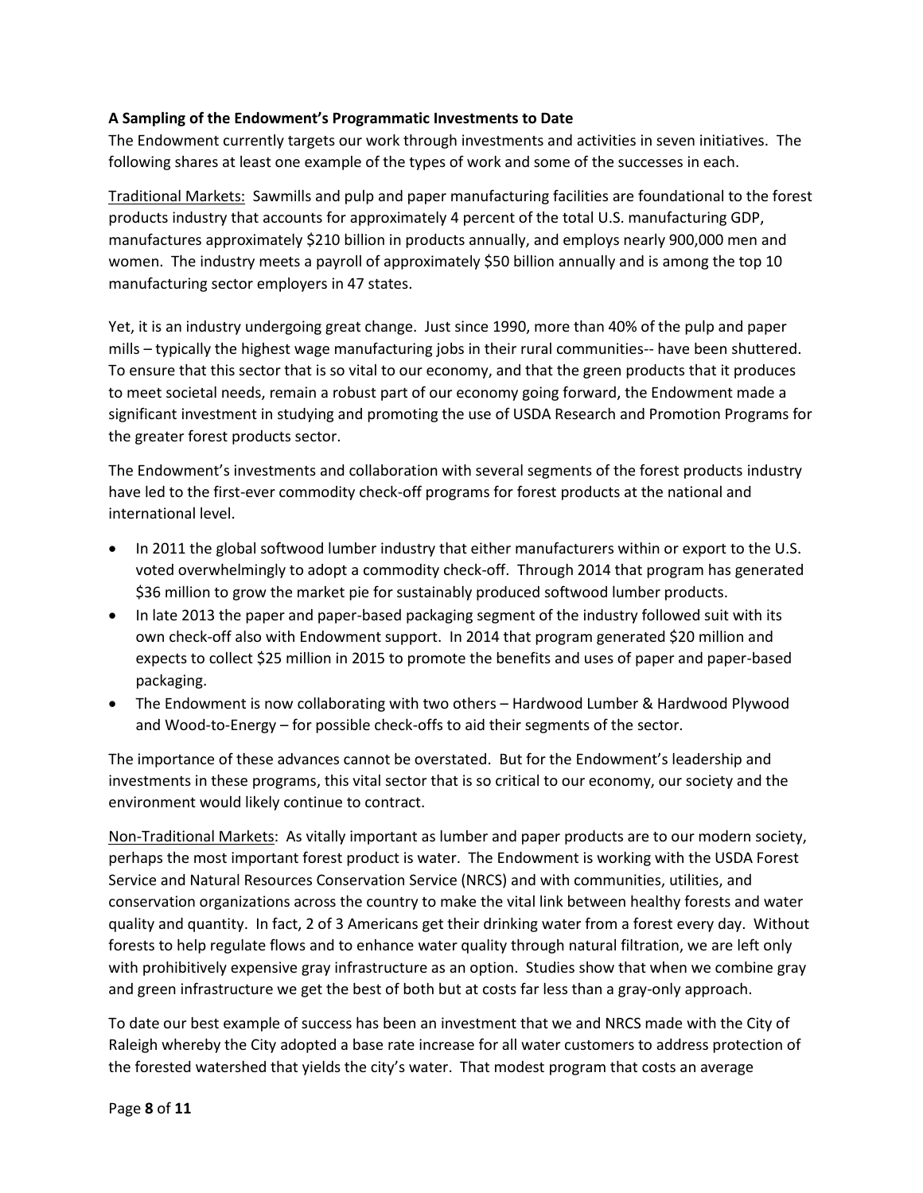**A Sampling of the Endowment's Programmatic Investments to Date**

The Endowment currently targets our work through investments and activities in seven initiatives. The following shares at least one example of the types of work and some of the successes in each.

Traditional Markets: Sawmills and pulp and paper manufacturing facilities are foundational to the forest products industry that accounts for approximately 4 percent of the total U.S. manufacturing GDP, manufactures approximately $210 billion in products annually, and employs nearly 900,000 men and women. The industry meets a payroll of approximately $50 billion annually and is among the top 10 manufacturing sector employers in 47 states.

Yet, it is an industry undergoing great change. Just since 1990, more than 40% of the pulp and paper mills – typically the highest wage manufacturing jobs in their rural communities-- have been shuttered. To ensure that this sector that is so vital to our economy, and that the green products that it produces to meet societal needs, remain a robust part of our economy going forward, the Endowment made a significant investment in studying and promoting the use of USDA Research and Promotion Programs for the greater forest products sector.

The Endowment's investments and collaboration with several segments of the forest products industry have led to the first-ever commodity check-off programs for forest products at the national and international level.

- In 2011 the global softwood lumber industry that either manufacturers within or export to the U.S. voted overwhelmingly to adopt a commodity check-off. Through 2014 that program has generated $36 million to grow the market pie for sustainably produced softwood lumber products.
- In late 2013 the paper and paper-based packaging segment of the industry followed suit with its own check-off also with Endowment support. In 2014 that program generated $20 million and expects to collect $25 million in 2015 to promote the benefits and uses of paper and paper-based packaging.
- The Endowment is now collaborating with two others – Hardwood Lumber & Hardwood Plywood and Wood-to-Energy – for possible check-offs to aid their segments of the sector.

The importance of these advances cannot be overstated. But for the Endowment's leadership and investments in these programs, this vital sector that is so critical to our economy, our society and the environment would likely continue to contract.

Non-Traditional Markets: As vitally important as lumber and paper products are to our modern society, perhaps the most important forest product is water. The Endowment is working with the USDA Forest Service and Natural Resources Conservation Service (NRCS) and with communities, utilities, and conservation organizations across the country to make the vital link between healthy forests and water quality and quantity. In fact, 2 of 3 Americans get their drinking water from a forest every day. Without forests to help regulate flows and to enhance water quality through natural filtration, we are left only with prohibitively expensive gray infrastructure as an option. Studies show that when we combine gray and green infrastructure we get the best of both but at costs far less than a gray-only approach.

To date our best example of success has been an investment that we and NRCS made with the City of Raleigh whereby the City adopted a base rate increase for all water customers to address protection of the forested watershed that yields the city's water. That modest program that costs an average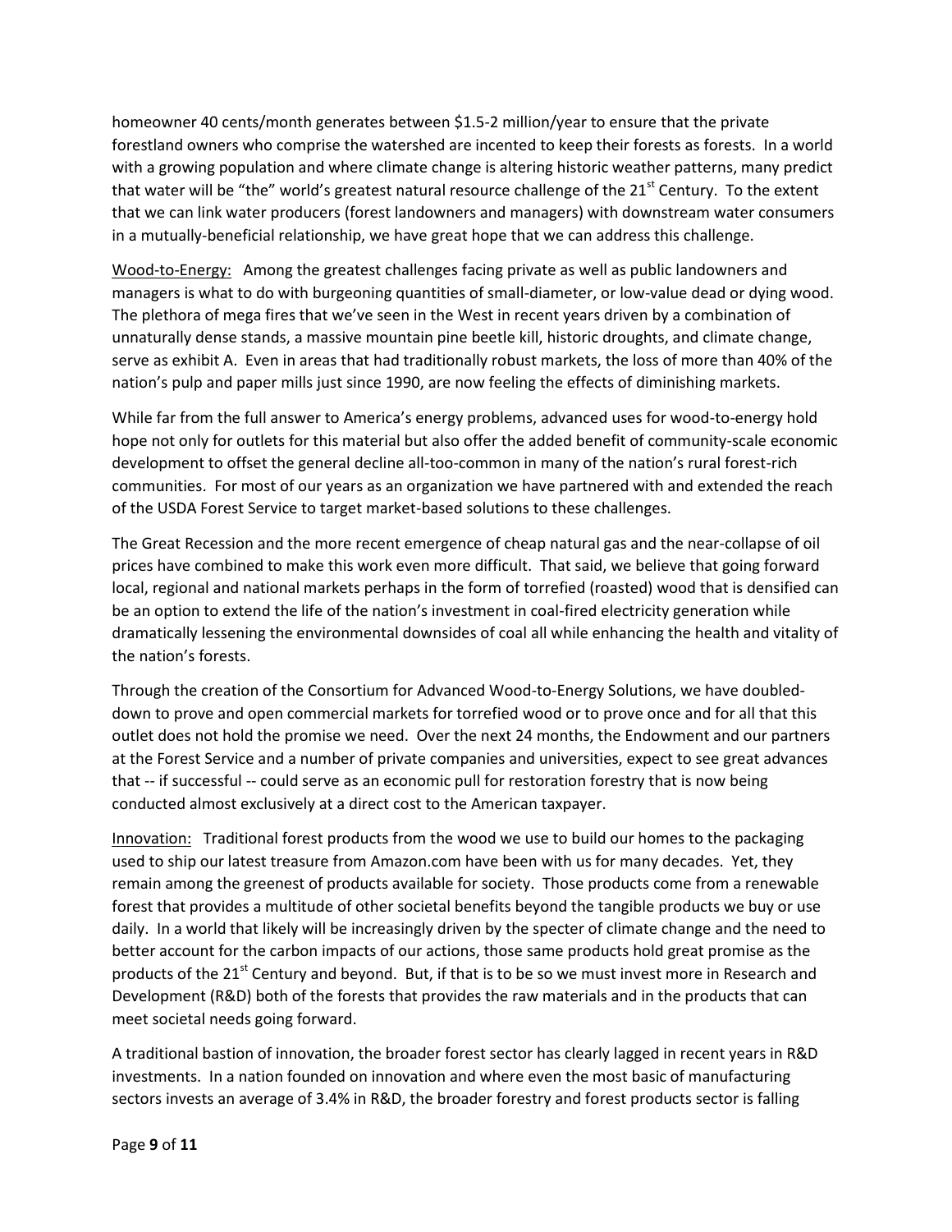homeowner 40 cents/month generates between \$1.5-2 million/year to ensure that the private forestland owners who comprise the watershed are incented to keep their forests as forests. In a world with a growing population and where climate change is altering historic weather patterns, many predict that water will be "the" world's greatest natural resource challenge of the 21st Century. To the extent that we can link water producers (forest landowners and managers) with downstream water consumers in a mutually-beneficial relationship, we have great hope that we can address this challenge.

Wood-to-Energy: Among the greatest challenges facing private as well as public landowners and managers is what to do with burgeoning quantities of small-diameter, or low-value dead or dying wood. The plethora of mega fires that we've seen in the West in recent years driven by a combination of unnaturally dense stands, a massive mountain pine beetle kill, historic droughts, and climate change, serve as exhibit A. Even in areas that had traditionally robust markets, the loss of more than 40% of the nation's pulp and paper mills just since 1990, are now feeling the effects of diminishing markets.

While far from the full answer to America's energy problems, advanced uses for wood-to-energy hold hope not only for outlets for this material but also offer the added benefit of community-scale economic development to offset the general decline all-too-common in many of the nation's rural forest-rich communities. For most of our years as an organization we have partnered with and extended the reach of the USDA Forest Service to target market-based solutions to these challenges.

The Great Recession and the more recent emergence of cheap natural gas and the near-collapse of oil prices have combined to make this work even more difficult. That said, we believe that going forward local, regional and national markets perhaps in the form of torrefied (roasted) wood that is densified can be an option to extend the life of the nation's investment in coal-fired electricity generation while dramatically lessening the environmental downsides of coal all while enhancing the health and vitality of the nation's forests.

Through the creation of the Consortium for Advanced Wood-to-Energy Solutions, we have doubled-down to prove and open commercial markets for torrefied wood or to prove once and for all that this outlet does not hold the promise we need. Over the next 24 months, the Endowment and our partners at the Forest Service and a number of private companies and universities, expect to see great advances that -- if successful -- could serve as an economic pull for restoration forestry that is now being conducted almost exclusively at a direct cost to the American taxpayer.

Innovation: Traditional forest products from the wood we use to build our homes to the packaging used to ship our latest treasure from Amazon.com have been with us for many decades. Yet, they remain among the greenest of products available for society. Those products come from a renewable forest that provides a multitude of other societal benefits beyond the tangible products we buy or use daily. In a world that likely will be increasingly driven by the specter of climate change and the need to better account for the carbon impacts of our actions, those same products hold great promise as the products of the 21st Century and beyond. But, if that is to be so we must invest more in Research and Development (R&D) both of the forests that provides the raw materials and in the products that can meet societal needs going forward.

A traditional bastion of innovation, the broader forest sector has clearly lagged in recent years in R&D investments. In a nation founded on innovation and where even the most basic of manufacturing sectors invests an average of 3.4% in R&D, the broader forestry and forest products sector is falling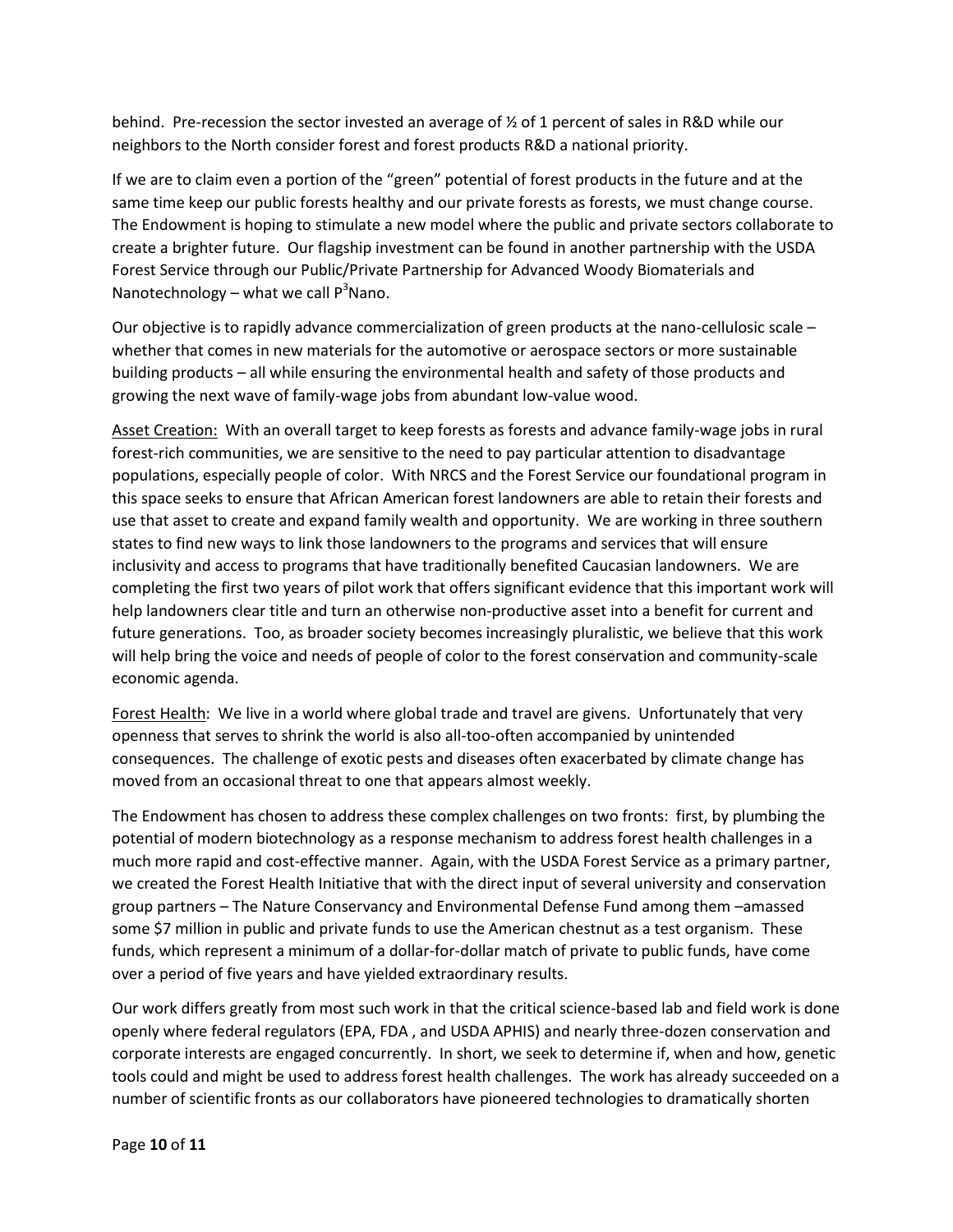behind. Pre-recession the sector invested an average of ½ of 1 percent of sales in R&D while our neighbors to the North consider forest and forest products R&D a national priority.

If we are to claim even a portion of the "green" potential of forest products in the future and at the same time keep our public forests healthy and our private forests as forests, we must change course. The Endowment is hoping to stimulate a new model where the public and private sectors collaborate to create a brighter future. Our flagship investment can be found in another partnership with the USDA Forest Service through our Public/Private Partnership for Advanced Woody Biomaterials and Nanotechnology – what we call P$^3$Nano.

Our objective is to rapidly advance commercialization of green products at the nano-cellulosic scale – whether that comes in new materials for the automotive or aerospace sectors or more sustainable building products – all while ensuring the environmental health and safety of those products and growing the next wave of family-wage jobs from abundant low-value wood.

Asset Creation: With an overall target to keep forests as forests and advance family-wage jobs in rural forest-rich communities, we are sensitive to the need to pay particular attention to disadvantage populations, especially people of color. With NRCS and the Forest Service our foundational program in this space seeks to ensure that African American forest landowners are able to retain their forests and use that asset to create and expand family wealth and opportunity. We are working in three southern states to find new ways to link those landowners to the programs and services that will ensure inclusivity and access to programs that have traditionally benefited Caucasian landowners. We are completing the first two years of pilot work that offers significant evidence that this important work will help landowners clear title and turn an otherwise non-productive asset into a benefit for current and future generations. Too, as broader society becomes increasingly pluralistic, we believe that this work will help bring the voice and needs of people of color to the forest conservation and community-scale economic agenda.

Forest Health: We live in a world where global trade and travel are givens. Unfortunately that very openness that serves to shrink the world is also all-too-often accompanied by unintended consequences. The challenge of exotic pests and diseases often exacerbated by climate change has moved from an occasional threat to one that appears almost weekly.

The Endowment has chosen to address these complex challenges on two fronts: first, by plumbing the potential of modern biotechnology as a response mechanism to address forest health challenges in a much more rapid and cost-effective manner. Again, with the USDA Forest Service as a primary partner, we created the Forest Health Initiative that with the direct input of several university and conservation group partners – The Nature Conservancy and Environmental Defense Fund among them –amassed some $7 million in public and private funds to use the American chestnut as a test organism. These funds, which represent a minimum of a dollar-for-dollar match of private to public funds, have come over a period of five years and have yielded extraordinary results.

Our work differs greatly from most such work in that the critical science-based lab and field work is done openly where federal regulators (EPA, FDA , and USDA APHIS) and nearly three-dozen conservation and corporate interests are engaged concurrently. In short, we seek to determine if, when and how, genetic tools could and might be used to address forest health challenges. The work has already succeeded on a number of scientific fronts as our collaborators have pioneered technologies to dramatically shorten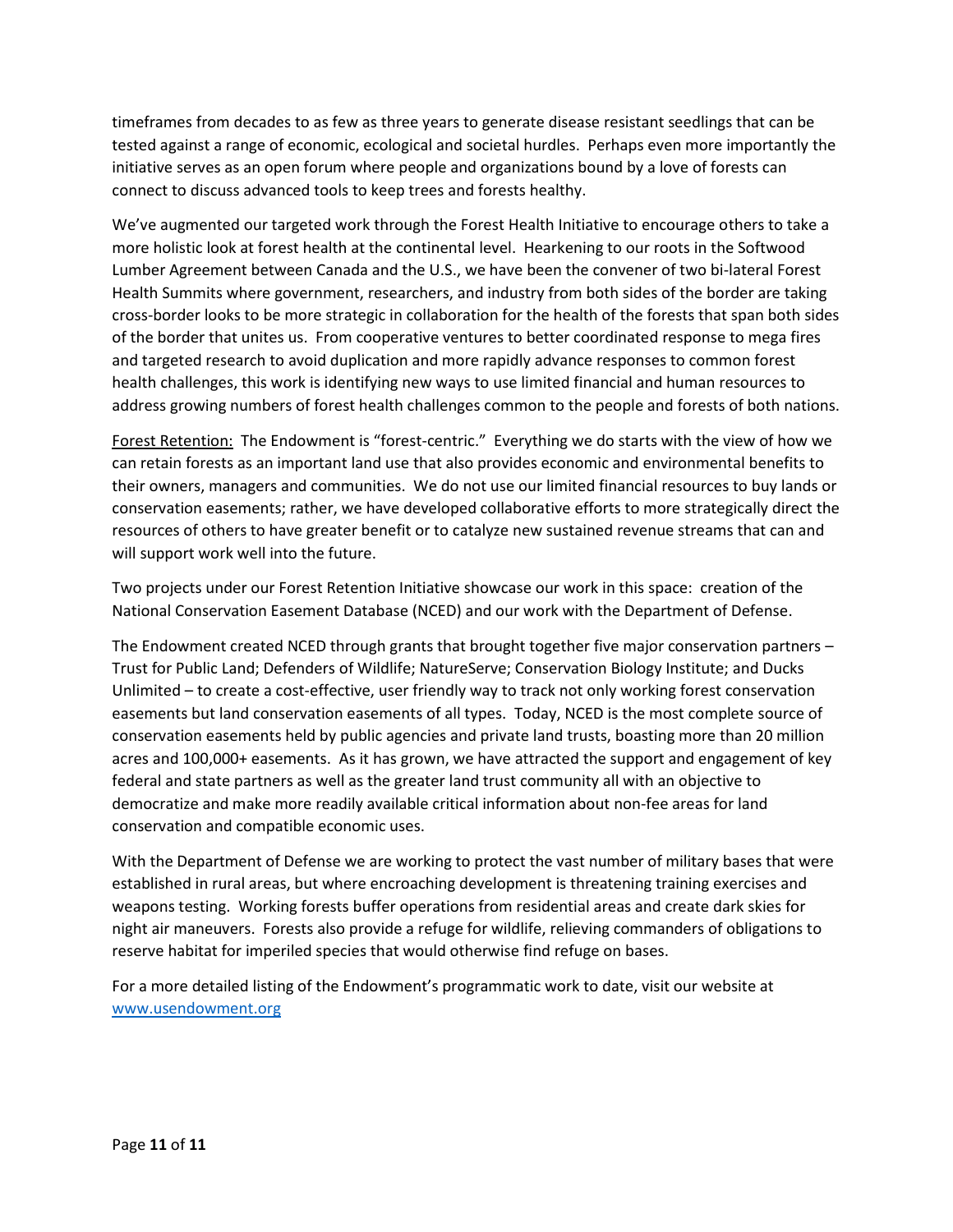timeframes from decades to as few as three years to generate disease resistant seedlings that can be tested against a range of economic, ecological and societal hurdles. Perhaps even more importantly the initiative serves as an open forum where people and organizations bound by a love of forests can connect to discuss advanced tools to keep trees and forests healthy.

We've augmented our targeted work through the Forest Health Initiative to encourage others to take a more holistic look at forest health at the continental level. Hearkening to our roots in the Softwood Lumber Agreement between Canada and the U.S., we have been the convener of two bi-lateral Forest Health Summits where government, researchers, and industry from both sides of the border are taking cross-border looks to be more strategic in collaboration for the health of the forests that span both sides of the border that unites us. From cooperative ventures to better coordinated response to mega fires and targeted research to avoid duplication and more rapidly advance responses to common forest health challenges, this work is identifying new ways to use limited financial and human resources to address growing numbers of forest health challenges common to the people and forests of both nations.

<u>Forest Retention:</u> The Endowment is "forest-centric." Everything we do starts with the view of how we can retain forests as an important land use that also provides economic and environmental benefits to their owners, managers and communities. We do not use our limited financial resources to buy lands or conservation easements; rather, we have developed collaborative efforts to more strategically direct the resources of others to have greater benefit or to catalyze new sustained revenue streams that can and will support work well into the future.

Two projects under our Forest Retention Initiative showcase our work in this space: creation of the National Conservation Easement Database (NCED) and our work with the Department of Defense.

The Endowment created NCED through grants that brought together five major conservation partners – Trust for Public Land; Defenders of Wildlife; NatureServe; Conservation Biology Institute; and Ducks Unlimited – to create a cost-effective, user friendly way to track not only working forest conservation easements but land conservation easements of all types. Today, NCED is the most complete source of conservation easements held by public agencies and private land trusts, boasting more than 20 million acres and 100,000+ easements. As it has grown, we have attracted the support and engagement of key federal and state partners as well as the greater land trust community all with an objective to democratize and make more readily available critical information about non-fee areas for land conservation and compatible economic uses.

With the Department of Defense we are working to protect the vast number of military bases that were established in rural areas, but where encroaching development is threatening training exercises and weapons testing. Working forests buffer operations from residential areas and create dark skies for night air maneuvers. Forests also provide a refuge for wildlife, relieving commanders of obligations to reserve habitat for imperiled species that would otherwise find refuge on bases.

For a more detailed listing of the Endowment's programmatic work to date, visit our website at [www.usendowment.org](http://www.usendowment.org)